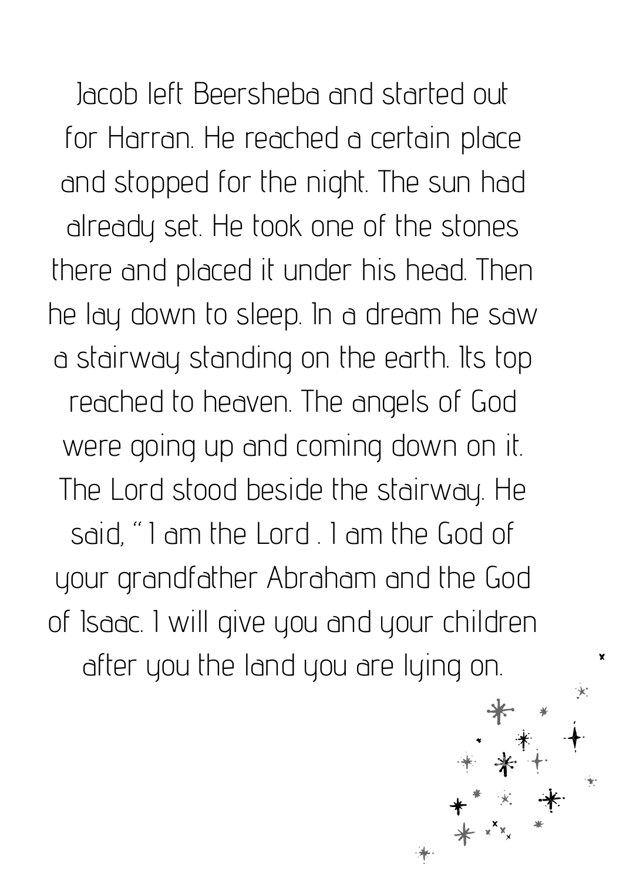Jacob left Beersheba and started out for Harran. He reached a certain place and stopped for the night. The sun had already set. He took one of the stones there and placed it under his head. Then he lay down to sleep. In a dream he saw a stairway standing on the earth. Its top reached to heaven. The angels of God were going up and coming down on it. The Lord stood beside the stairway. He said, "I am the Lord . I am the God of your grandfather Abraham and the God of Isaac. I will give you and your children after you the land you are lying on.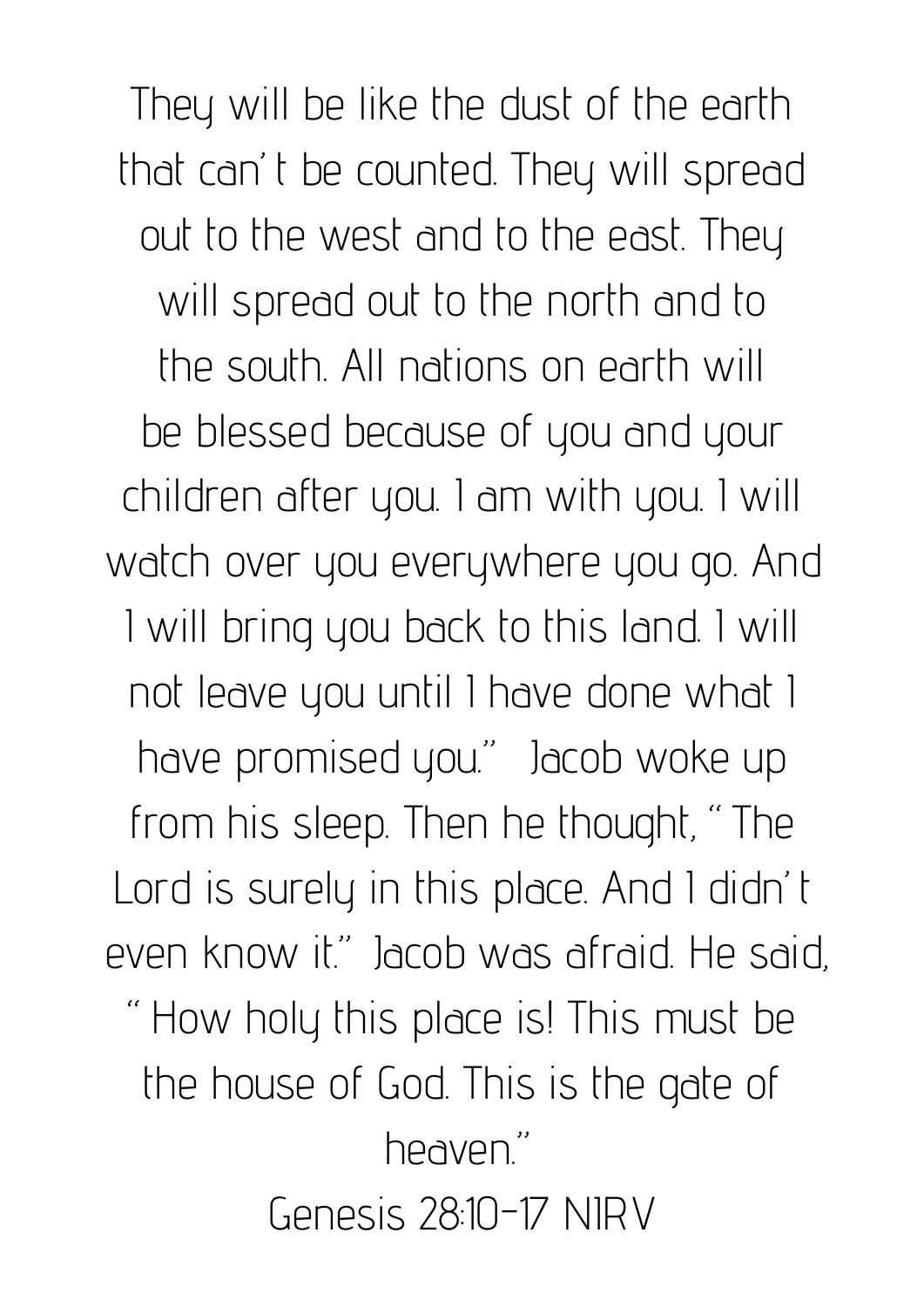They will be like the dust of the earth that can't be counted. They will spread out to the west and to the east. They will spread out to the north and to the south. All nations on earth will be blessed because of you and your children after you. I am with you. I will watch over you everywhere you go. And I will bring you back to this land. I will not leave you until I have done what I have promised you." Jacob woke up from his sleep. Then he thought, "The Lord is surely in this place. And I didn't even know it." Jacob was afraid. He said, "How holy this place is! This must be the house of God. This is the gate of heaven."

Genesis 28:10-17 NIRV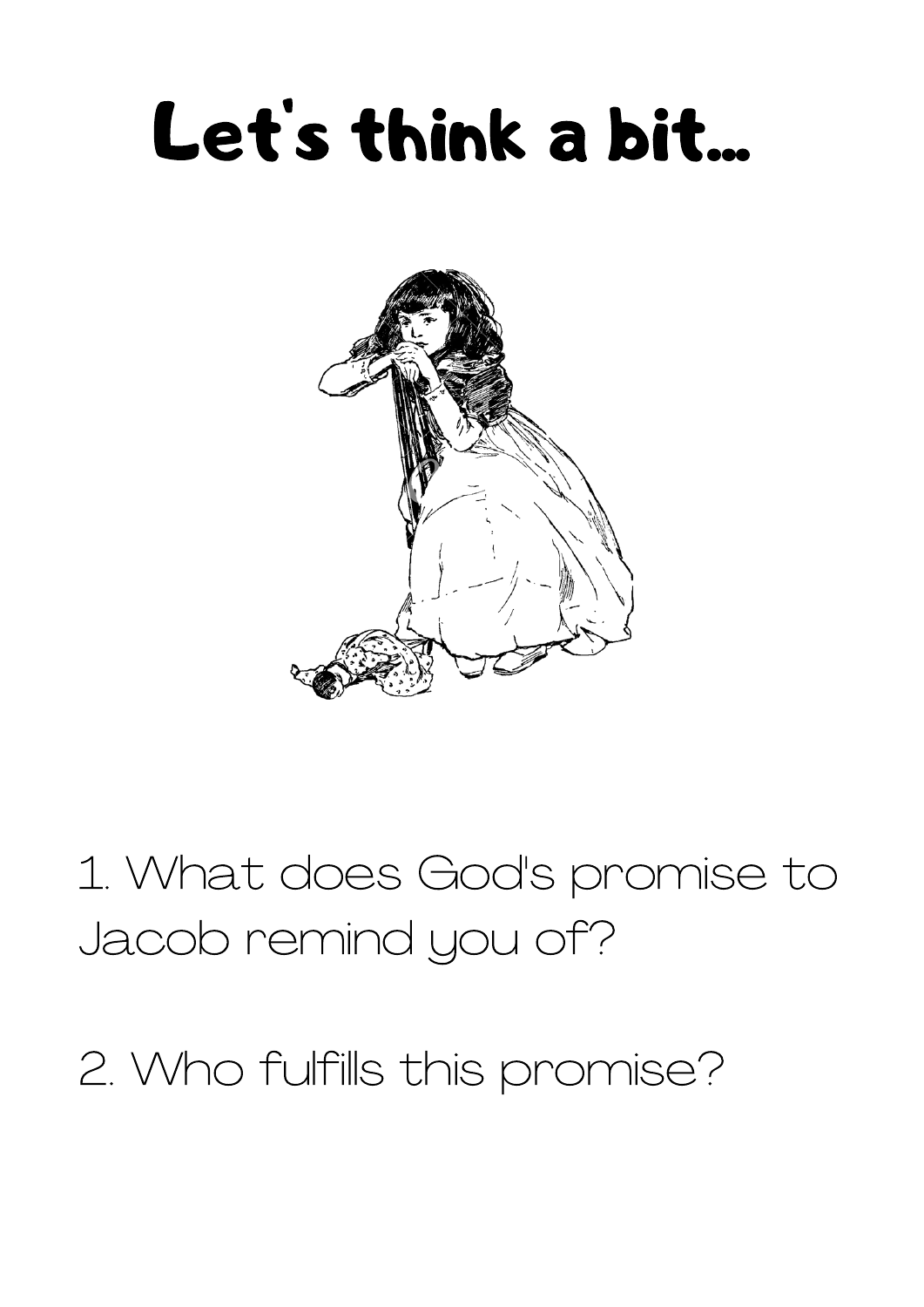# Let's think a bit...

1. What does God's promise to Jacob remind you of?

2. Who fulfills this promise?